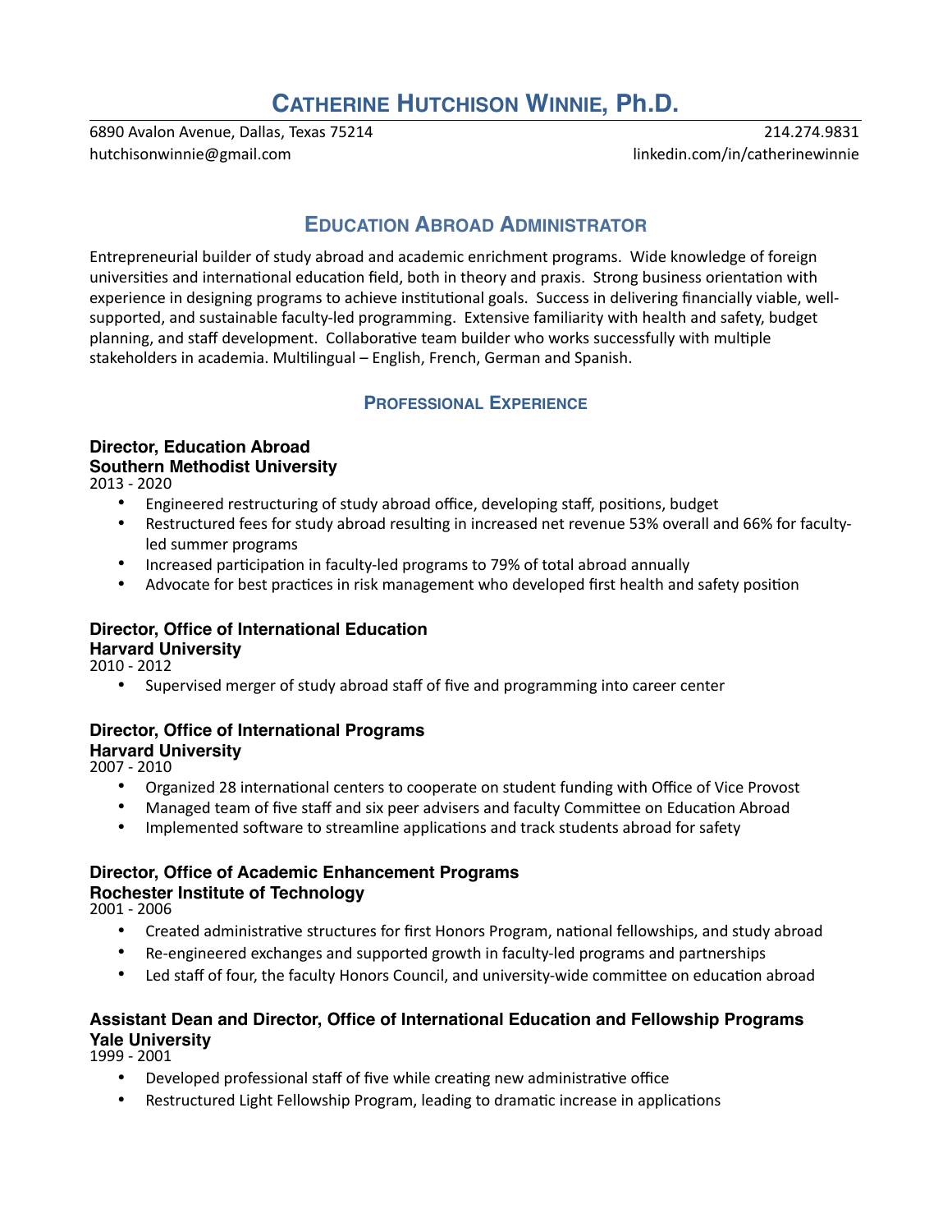# Catherine Hutchison Winnie, Ph.D.

6890 Avalon Avenue, Dallas, Texas 75214 | 214.274.9831
hutchisonwinnie@gmail.com | linkedin.com/in/catherinewinnie

## Education Abroad Administrator

Entrepreneurial builder of study abroad and academic enrichment programs. Wide knowledge of foreign universities and international education field, both in theory and praxis. Strong business orientation with experience in designing programs to achieve institutional goals. Success in delivering financially viable, well-supported, and sustainable faculty-led programming. Extensive familiarity with health and safety, budget planning, and staff development. Collaborative team builder who works successfully with multiple stakeholders in academia. Multilingual – English, French, German and Spanish.

## Professional Experience

**Director, Education Abroad**
**Southern Methodist University**
2013 - 2020

- Engineered restructuring of study abroad office, developing staff, positions, budget
- Restructured fees for study abroad resulting in increased net revenue 53% overall and 66% for faculty-led summer programs
- Increased participation in faculty-led programs to 79% of total abroad annually
- Advocate for best practices in risk management who developed first health and safety position

**Director, Office of International Education**
**Harvard University**
2010 - 2012

- Supervised merger of study abroad staff of five and programming into career center

**Director, Office of International Programs**
**Harvard University**
2007 - 2010

- Organized 28 international centers to cooperate on student funding with Office of Vice Provost
- Managed team of five staff and six peer advisers and faculty Committee on Education Abroad
- Implemented software to streamline applications and track students abroad for safety

**Director, Office of Academic Enhancement Programs**
**Rochester Institute of Technology**
2001 - 2006

- Created administrative structures for first Honors Program, national fellowships, and study abroad
- Re-engineered exchanges and supported growth in faculty-led programs and partnerships
- Led staff of four, the faculty Honors Council, and university-wide committee on education abroad

**Assistant Dean and Director, Office of International Education and Fellowship Programs**
**Yale University**
1999 - 2001

- Developed professional staff of five while creating new administrative office
- Restructured Light Fellowship Program, leading to dramatic increase in applications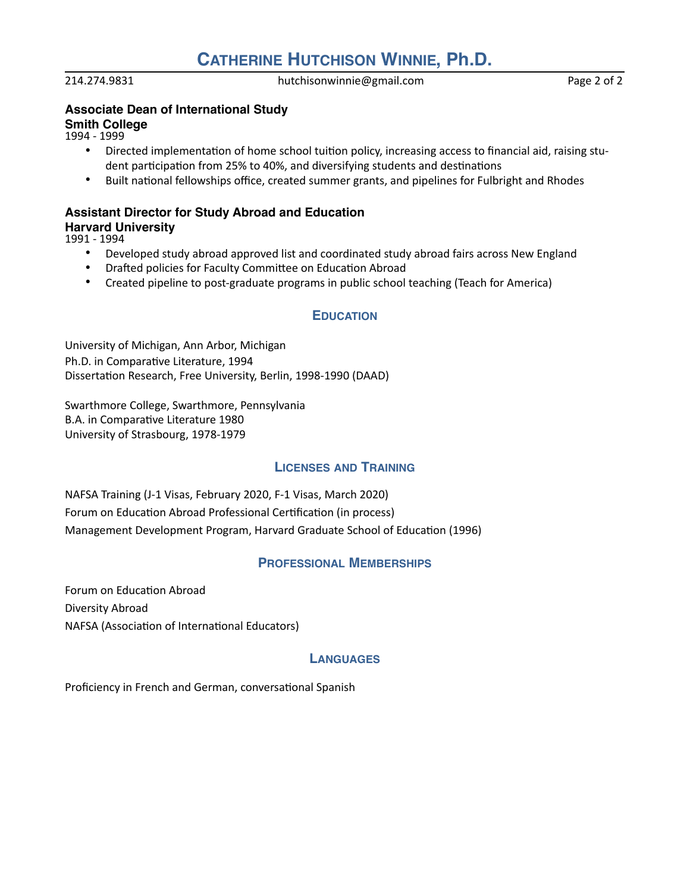### Associate Dean of International Study
**Smith College**
1994 - 1999

- Directed implementation of home school tuition policy, increasing access to financial aid, raising student participation from 25% to 40%, and diversifying students and destinations
- Built national fellowships office, created summer grants, and pipelines for Fulbright and Rhodes

### Assistant Director for Study Abroad and Education
**Harvard University**
1991 - 1994

- Developed study abroad approved list and coordinated study abroad fairs across New England
- Drafted policies for Faculty Committee on Education Abroad
- Created pipeline to post-graduate programs in public school teaching (Teach for America)

## Education

University of Michigan, Ann Arbor, Michigan
Ph.D. in Comparative Literature, 1994
Dissertation Research, Free University, Berlin, 1998-1990 (DAAD)

Swarthmore College, Swarthmore, Pennsylvania
B.A. in Comparative Literature 1980
University of Strasbourg, 1978-1979

## Licenses and Training

NAFSA Training (J-1 Visas, February 2020, F-1 Visas, March 2020)
Forum on Education Abroad Professional Certification (in process)
Management Development Program, Harvard Graduate School of Education (1996)

## Professional Memberships

Forum on Education Abroad
Diversity Abroad
NAFSA (Association of International Educators)

## Languages

Proficiency in French and German, conversational Spanish